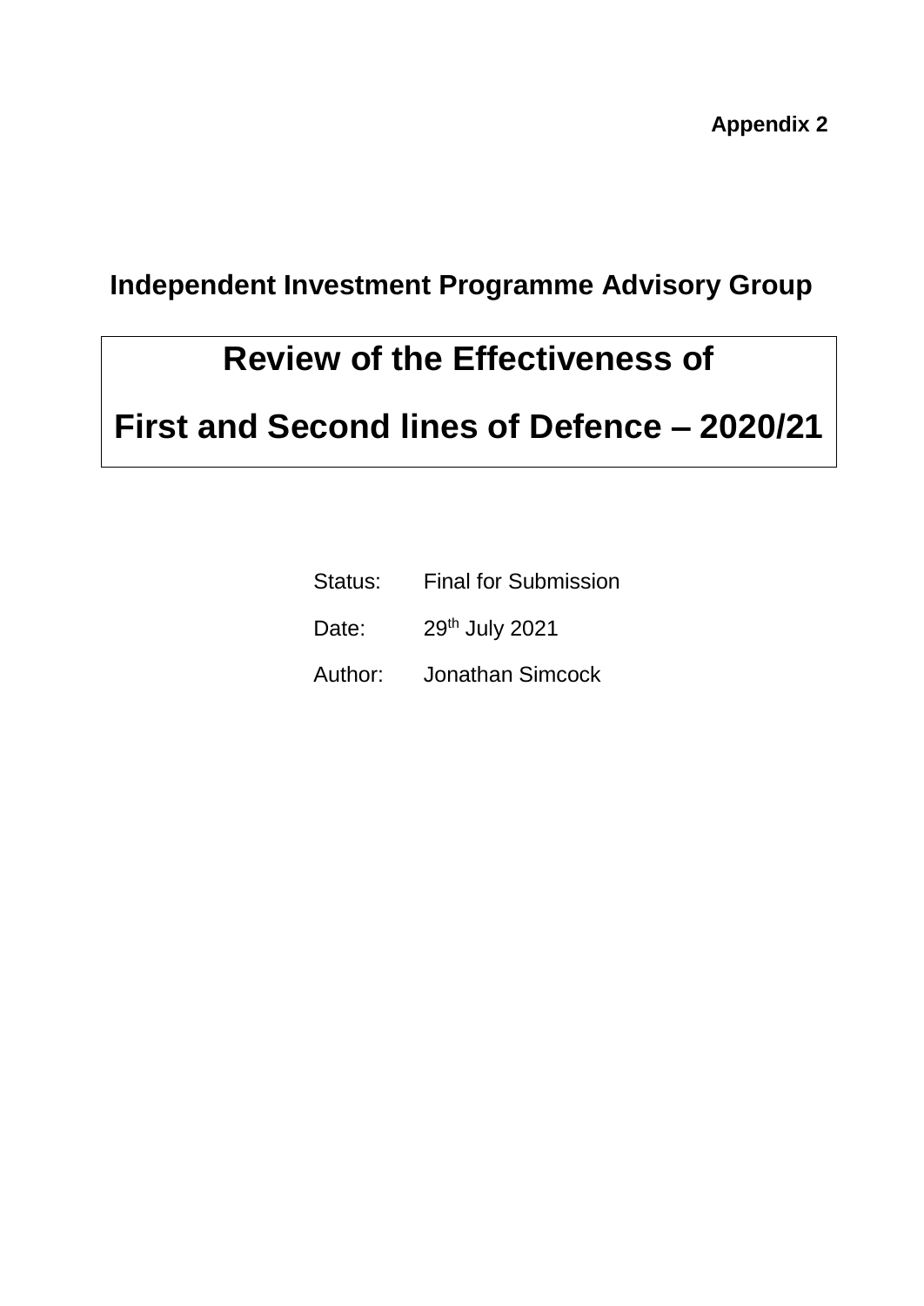**Appendix 2**

## Independent Investment Programme Advisory Group

# Review of the Effectiveness of First and Second lines of Defence – 2020/21

| | |
|---|---|
| Status: | Final for Submission |
| Date: | 29th July 2021 |
| Author: | Jonathan Simcock |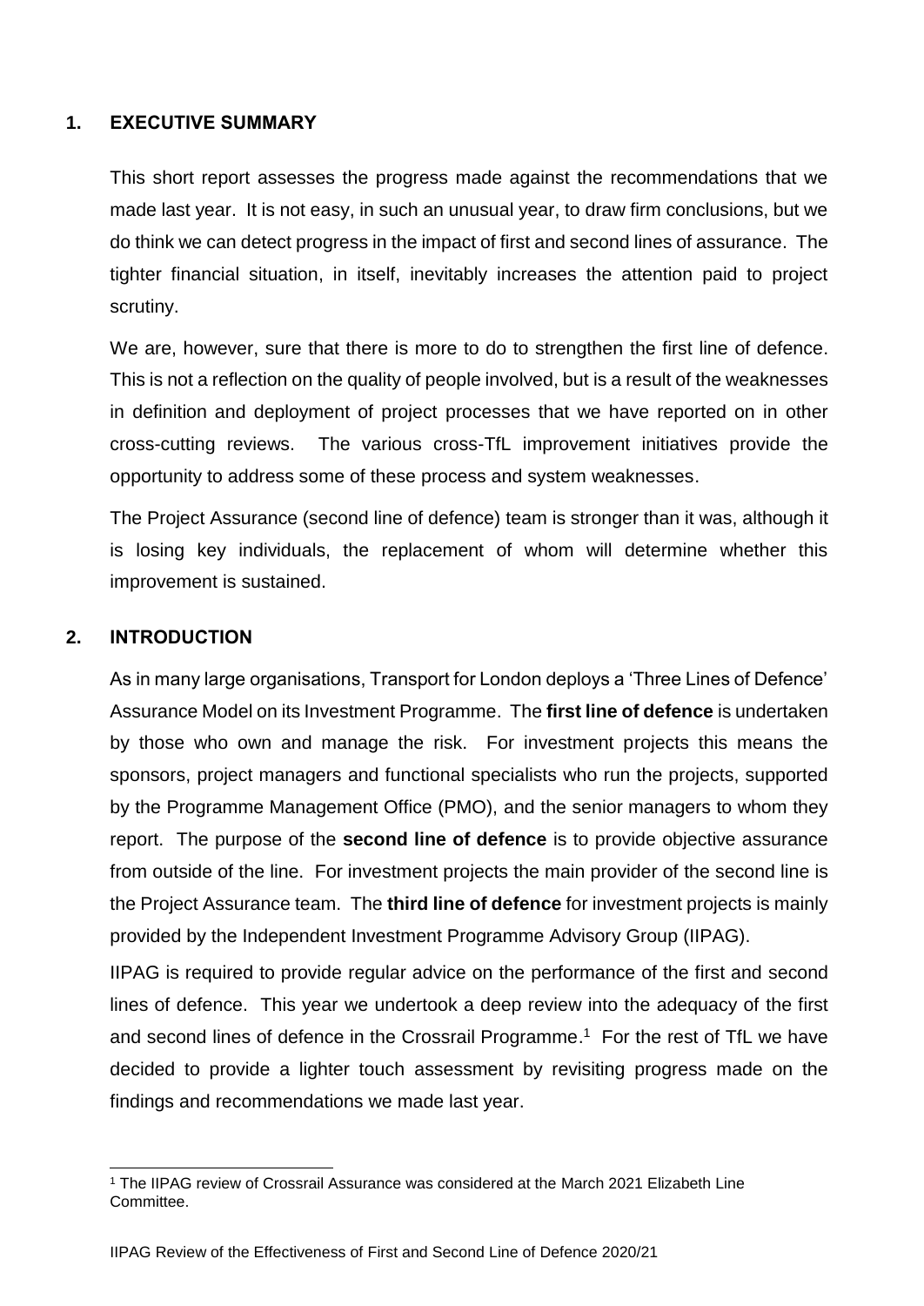## 1. EXECUTIVE SUMMARY

This short report assesses the progress made against the recommendations that we made last year. It is not easy, in such an unusual year, to draw firm conclusions, but we do think we can detect progress in the impact of first and second lines of assurance. The tighter financial situation, in itself, inevitably increases the attention paid to project scrutiny.

We are, however, sure that there is more to do to strengthen the first line of defence. This is not a reflection on the quality of people involved, but is a result of the weaknesses in definition and deployment of project processes that we have reported on in other cross-cutting reviews. The various cross-TfL improvement initiatives provide the opportunity to address some of these process and system weaknesses.

The Project Assurance (second line of defence) team is stronger than it was, although it is losing key individuals, the replacement of whom will determine whether this improvement is sustained.

## 2. INTRODUCTION

As in many large organisations, Transport for London deploys a 'Three Lines of Defence' Assurance Model on its Investment Programme. The **first line of defence** is undertaken by those who own and manage the risk. For investment projects this means the sponsors, project managers and functional specialists who run the projects, supported by the Programme Management Office (PMO), and the senior managers to whom they report. The purpose of the **second line of defence** is to provide objective assurance from outside of the line. For investment projects the main provider of the second line is the Project Assurance team. The **third line of defence** for investment projects is mainly provided by the Independent Investment Programme Advisory Group (IIPAG).

IIPAG is required to provide regular advice on the performance of the first and second lines of defence. This year we undertook a deep review into the adequacy of the first and second lines of defence in the Crossrail Programme.[1] For the rest of TfL we have decided to provide a lighter touch assessment by revisiting progress made on the findings and recommendations we made last year.

[1] The IIPAG review of Crossrail Assurance was considered at the March 2021 Elizabeth Line Committee.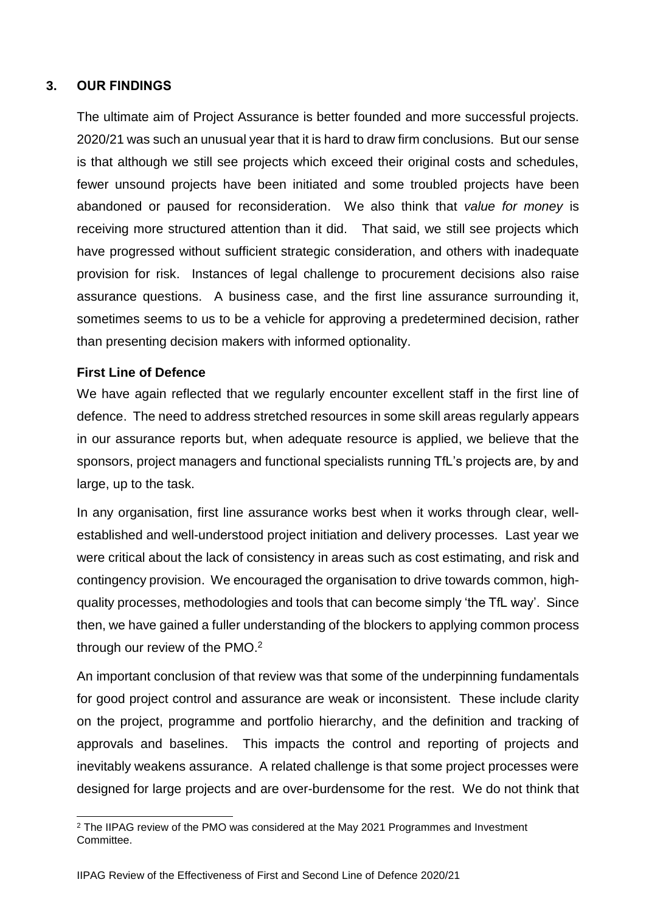## 3. OUR FINDINGS

The ultimate aim of Project Assurance is better founded and more successful projects. 2020/21 was such an unusual year that it is hard to draw firm conclusions. But our sense is that although we still see projects which exceed their original costs and schedules, fewer unsound projects have been initiated and some troubled projects have been abandoned or paused for reconsideration. We also think that *value for money* is receiving more structured attention than it did. That said, we still see projects which have progressed without sufficient strategic consideration, and others with inadequate provision for risk. Instances of legal challenge to procurement decisions also raise assurance questions. A business case, and the first line assurance surrounding it, sometimes seems to us to be a vehicle for approving a predetermined decision, rather than presenting decision makers with informed optionality.

### First Line of Defence

We have again reflected that we regularly encounter excellent staff in the first line of defence. The need to address stretched resources in some skill areas regularly appears in our assurance reports but, when adequate resource is applied, we believe that the sponsors, project managers and functional specialists running TfL's projects are, by and large, up to the task.

In any organisation, first line assurance works best when it works through clear, well-established and well-understood project initiation and delivery processes. Last year we were critical about the lack of consistency in areas such as cost estimating, and risk and contingency provision. We encouraged the organisation to drive towards common, high-quality processes, methodologies and tools that can become simply 'the TfL way'. Since then, we have gained a fuller understanding of the blockers to applying common process through our review of the PMO.[2]

An important conclusion of that review was that some of the underpinning fundamentals for good project control and assurance are weak or inconsistent. These include clarity on the project, programme and portfolio hierarchy, and the definition and tracking of approvals and baselines. This impacts the control and reporting of projects and inevitably weakens assurance. A related challenge is that some project processes were designed for large projects and are over-burdensome for the rest. We do not think that

[2] The IIPAG review of the PMO was considered at the May 2021 Programmes and Investment Committee.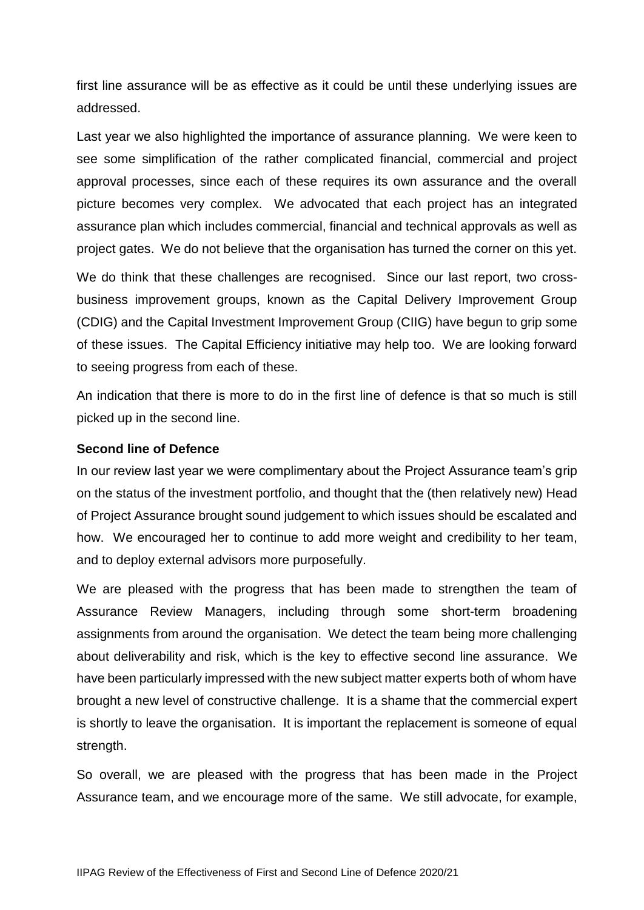first line assurance will be as effective as it could be until these underlying issues are addressed.

Last year we also highlighted the importance of assurance planning. We were keen to see some simplification of the rather complicated financial, commercial and project approval processes, since each of these requires its own assurance and the overall picture becomes very complex. We advocated that each project has an integrated assurance plan which includes commercial, financial and technical approvals as well as project gates. We do not believe that the organisation has turned the corner on this yet.

We do think that these challenges are recognised. Since our last report, two cross-business improvement groups, known as the Capital Delivery Improvement Group (CDIG) and the Capital Investment Improvement Group (CIIG) have begun to grip some of these issues. The Capital Efficiency initiative may help too. We are looking forward to seeing progress from each of these.

An indication that there is more to do in the first line of defence is that so much is still picked up in the second line.

**Second line of Defence**

In our review last year we were complimentary about the Project Assurance team's grip on the status of the investment portfolio, and thought that the (then relatively new) Head of Project Assurance brought sound judgement to which issues should be escalated and how. We encouraged her to continue to add more weight and credibility to her team, and to deploy external advisors more purposefully.

We are pleased with the progress that has been made to strengthen the team of Assurance Review Managers, including through some short-term broadening assignments from around the organisation. We detect the team being more challenging about deliverability and risk, which is the key to effective second line assurance. We have been particularly impressed with the new subject matter experts both of whom have brought a new level of constructive challenge. It is a shame that the commercial expert is shortly to leave the organisation. It is important the replacement is someone of equal strength.

So overall, we are pleased with the progress that has been made in the Project Assurance team, and we encourage more of the same. We still advocate, for example,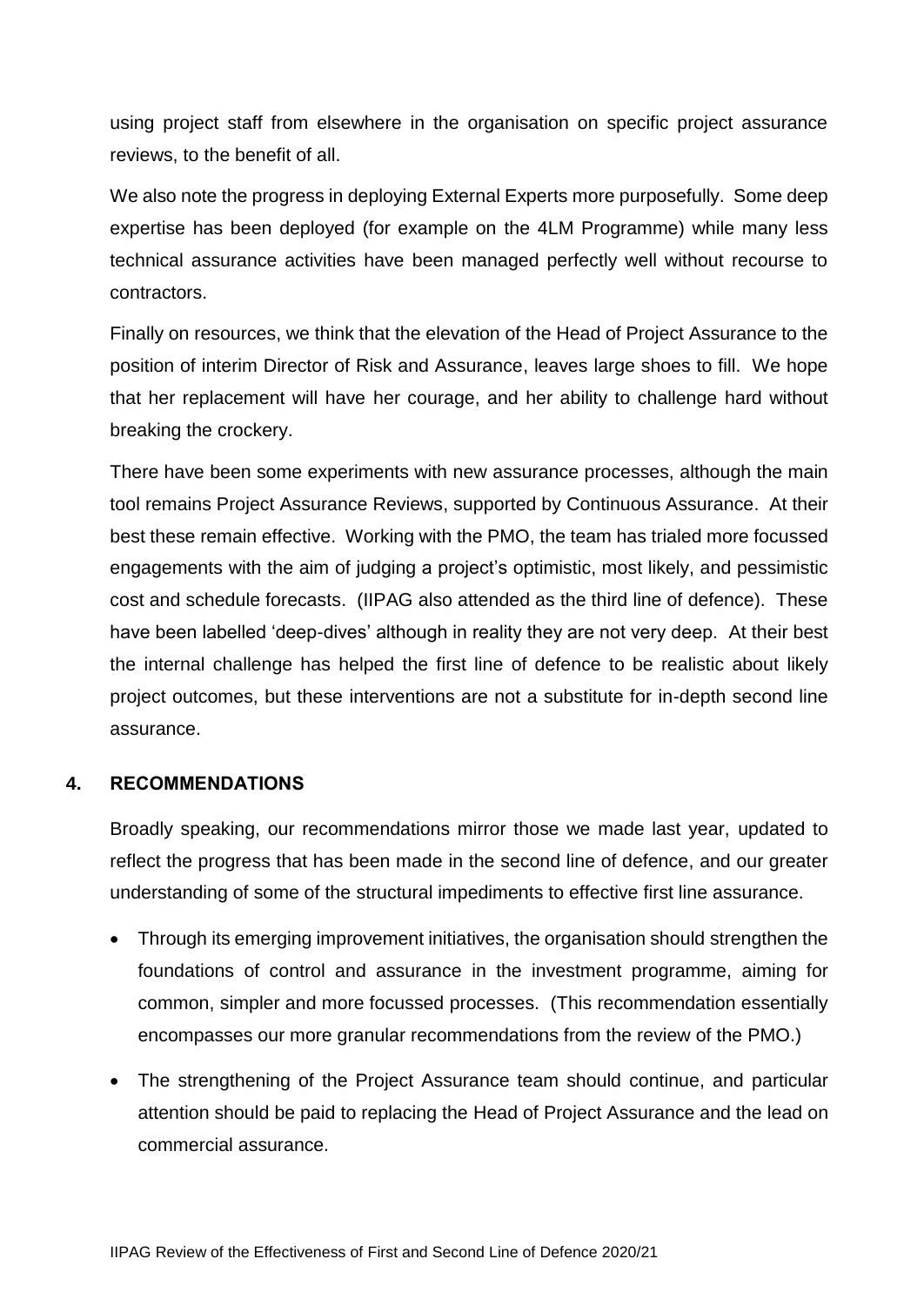using project staff from elsewhere in the organisation on specific project assurance reviews, to the benefit of all.

We also note the progress in deploying External Experts more purposefully. Some deep expertise has been deployed (for example on the 4LM Programme) while many less technical assurance activities have been managed perfectly well without recourse to contractors.

Finally on resources, we think that the elevation of the Head of Project Assurance to the position of interim Director of Risk and Assurance, leaves large shoes to fill. We hope that her replacement will have her courage, and her ability to challenge hard without breaking the crockery.

There have been some experiments with new assurance processes, although the main tool remains Project Assurance Reviews, supported by Continuous Assurance. At their best these remain effective. Working with the PMO, the team has trialed more focussed engagements with the aim of judging a project's optimistic, most likely, and pessimistic cost and schedule forecasts. (IIPAG also attended as the third line of defence). These have been labelled 'deep-dives' although in reality they are not very deep. At their best the internal challenge has helped the first line of defence to be realistic about likely project outcomes, but these interventions are not a substitute for in-depth second line assurance.

## 4. RECOMMENDATIONS

Broadly speaking, our recommendations mirror those we made last year, updated to reflect the progress that has been made in the second line of defence, and our greater understanding of some of the structural impediments to effective first line assurance.

- Through its emerging improvement initiatives, the organisation should strengthen the foundations of control and assurance in the investment programme, aiming for common, simpler and more focussed processes. (This recommendation essentially encompasses our more granular recommendations from the review of the PMO.)
- The strengthening of the Project Assurance team should continue, and particular attention should be paid to replacing the Head of Project Assurance and the lead on commercial assurance.